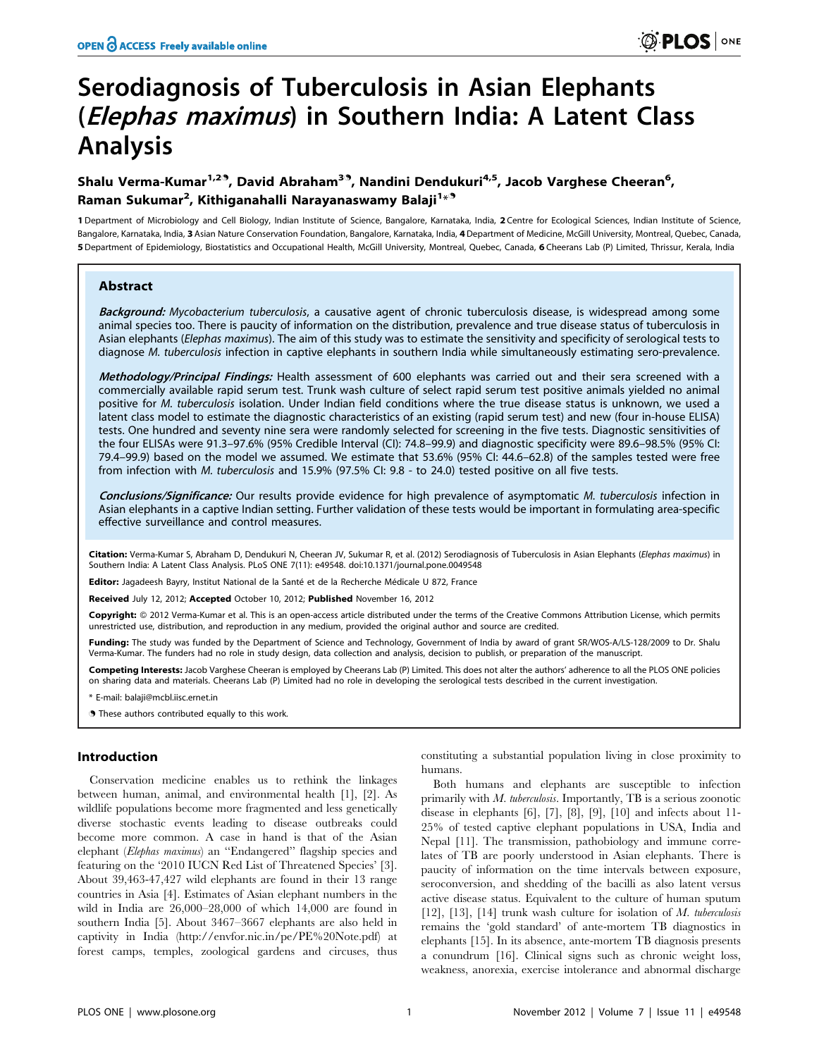# Serodiagnosis of Tuberculosis in Asian Elephants (*Elephas maximus*) in Southern India: A Latent Class Analysis

**Shalu Verma-Kumar[1,2], David Abraham[3], Nandini Dendukuri[4,5], Jacob Varghese Cheeran[6], Raman Sukumar[2], Kithiganahalli Narayanaswamy Balaji[1]***

1 Department of Microbiology and Cell Biology, Indian Institute of Science, Bangalore, Karnataka, India, 2 Centre for Ecological Sciences, Indian Institute of Science, Bangalore, Karnataka, India, 3 Asian Nature Conservation Foundation, Bangalore, Karnataka, India, 4 Department of Medicine, McGill University, Montreal, Quebec, Canada, 5 Department of Epidemiology, Biostatistics and Occupational Health, McGill University, Montreal, Quebec, Canada, 6 Cheerans Lab (P) Limited, Thrissur, Kerala, India

## Abstract

***Background:*** *Mycobacterium tuberculosis*, a causative agent of chronic tuberculosis disease, is widespread among some animal species too. There is paucity of information on the distribution, prevalence and true disease status of tuberculosis in Asian elephants (*Elephas maximus*). The aim of this study was to estimate the sensitivity and specificity of serological tests to diagnose *M. tuberculosis* infection in captive elephants in southern India while simultaneously estimating sero-prevalence.

***Methodology/Principal Findings:*** Health assessment of 600 elephants was carried out and their sera screened with a commercially available rapid serum test. Trunk wash culture of select rapid serum test positive animals yielded no animal positive for *M. tuberculosis* isolation. Under Indian field conditions where the true disease status is unknown, we used a latent class model to estimate the diagnostic characteristics of an existing (rapid serum test) and new (four in-house ELISA) tests. One hundred and seventy nine sera were randomly selected for screening in the five tests. Diagnostic sensitivities of the four ELISAs were 91.3–97.6% (95% Credible Interval (CI): 74.8–99.9) and diagnostic specificity were 89.6–98.5% (95% CI: 79.4–99.9) based on the model we assumed. We estimate that 53.6% (95% CI: 44.6–62.8) of the samples tested were free from infection with *M. tuberculosis* and 15.9% (97.5% CI: 9.8 - to 24.0) tested positive on all five tests.

***Conclusions/Significance:*** Our results provide evidence for high prevalence of asymptomatic *M. tuberculosis* infection in Asian elephants in a captive Indian setting. Further validation of these tests would be important in formulating area-specific effective surveillance and control measures.

**Citation:** Verma-Kumar S, Abraham D, Dendukuri N, Cheeran JV, Sukumar R, et al. (2012) Serodiagnosis of Tuberculosis in Asian Elephants (*Elephas maximus*) in Southern India: A Latent Class Analysis. PLoS ONE 7(11): e49548. doi:10.1371/journal.pone.0049548

**Editor:** Jagadeesh Bayry, Institut National de la Santé et de la Recherche Médicale U 872, France

**Received** July 12, 2012; **Accepted** October 10, 2012; **Published** November 16, 2012

**Copyright:** © 2012 Verma-Kumar et al. This is an open-access article distributed under the terms of the Creative Commons Attribution License, which permits unrestricted use, distribution, and reproduction in any medium, provided the original author and source are credited.

**Funding:** The study was funded by the Department of Science and Technology, Government of India by award of grant SR/WOS-A/LS-128/2009 to Dr. Shalu Verma-Kumar. The funders had no role in study design, data collection and analysis, decision to publish, or preparation of the manuscript.

**Competing Interests:** Jacob Varghese Cheeran is employed by Cheerans Lab (P) Limited. This does not alter the authors' adherence to all the PLOS ONE policies on sharing data and materials. Cheerans Lab (P) Limited had no role in developing the serological tests described in the current investigation.

\* E-mail: balaji@mcbl.iisc.ernet.in

These authors contributed equally to this work.

## Introduction

Conservation medicine enables us to rethink the linkages between human, animal, and environmental health [1], [2]. As wildlife populations become more fragmented and less genetically diverse stochastic events leading to disease outbreaks could become more common. A case in hand is that of the Asian elephant (*Elephas maximus*) an "Endangered" flagship species and featuring on the '2010 IUCN Red List of Threatened Species' [3]. About 39,463-47,427 wild elephants are found in their 13 range countries in Asia [4]. Estimates of Asian elephant numbers in the wild in India are 26,000–28,000 of which 14,000 are found in southern India [5]. About 3467–3667 elephants are also held in captivity in India (http://envfor.nic.in/pe/PE%20Note.pdf) at forest camps, temples, zoological gardens and circuses, thus constituting a substantial population living in close proximity to humans.

Both humans and elephants are susceptible to infection primarily with *M. tuberculosis*. Importantly, TB is a serious zoonotic disease in elephants [6], [7], [8], [9], [10] and infects about 11-25% of tested captive elephant populations in USA, India and Nepal [11]. The transmission, pathobiology and immune correlates of TB are poorly understood in Asian elephants. There is paucity of information on the time intervals between exposure, seroconversion, and shedding of the bacilli as also latent versus active disease status. Equivalent to the culture of human sputum [12], [13], [14] trunk wash culture for isolation of *M. tuberculosis* remains the 'gold standard' of ante-mortem TB diagnostics in elephants [15]. In its absence, ante-mortem TB diagnosis presents a conundrum [16]. Clinical signs such as chronic weight loss, weakness, anorexia, exercise intolerance and abnormal discharge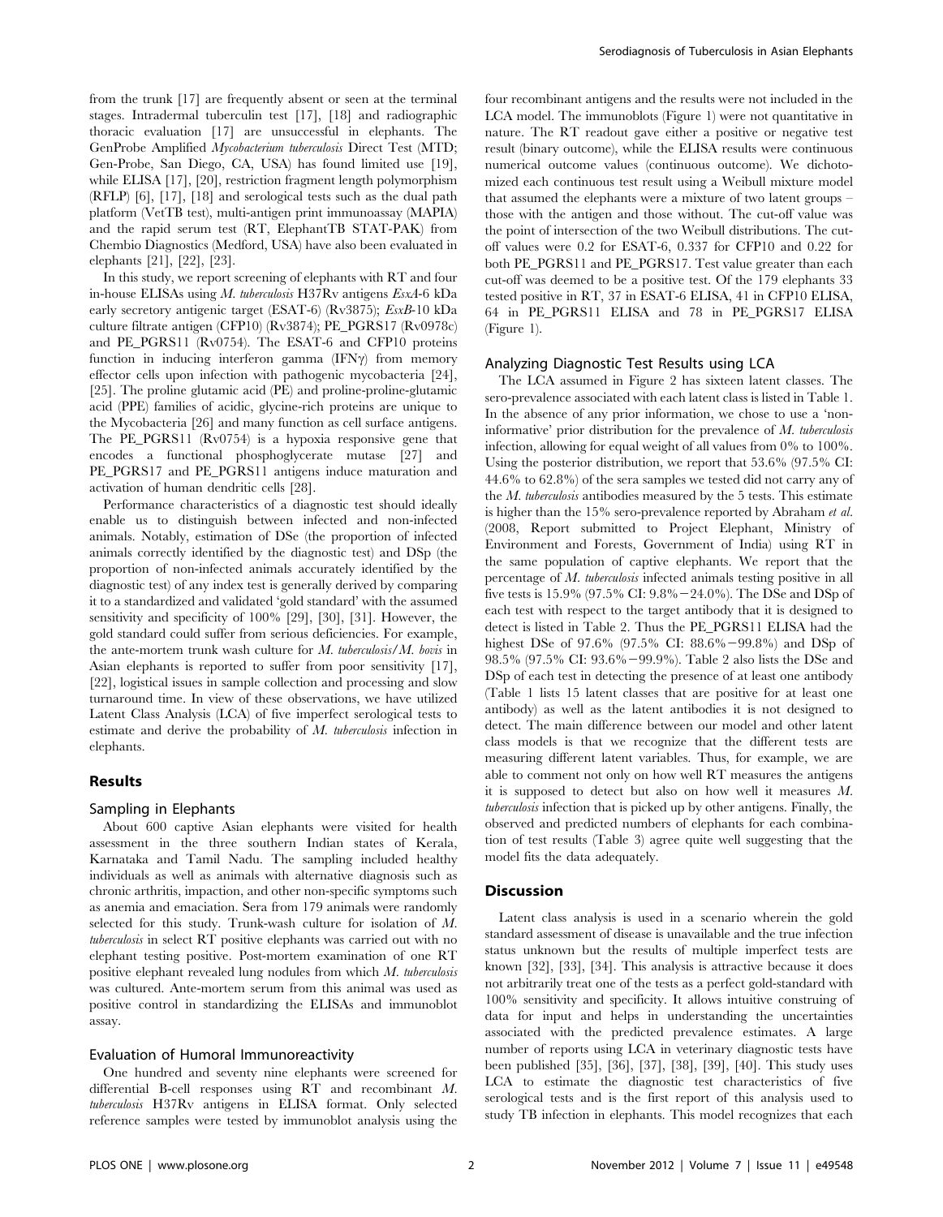from the trunk [17] are frequently absent or seen at the terminal stages. Intradermal tuberculin test [17], [18] and radiographic thoracic evaluation [17] are unsuccessful in elephants. The GenProbe Amplified *Mycobacterium tuberculosis* Direct Test (MTD; Gen-Probe, San Diego, CA, USA) has found limited use [19], while ELISA [17], [20], restriction fragment length polymorphism (RFLP) [6], [17], [18] and serological tests such as the dual path platform (VetTB test), multi-antigen print immunoassay (MAPIA) and the rapid serum test (RT, ElephantTB STAT-PAK) from Chembio Diagnostics (Medford, USA) have also been evaluated in elephants [21], [22], [23].

In this study, we report screening of elephants with RT and four in-house ELISAs using *M. tuberculosis* H37Rv antigens *EsxA*-6 kDa early secretory antigenic target (ESAT-6) (Rv3875); *EsxB*-10 kDa culture filtrate antigen (CFP10) (Rv3874); PE_PGRS17 (Rv0978c) and PE_PGRS11 (Rv0754). The ESAT-6 and CFP10 proteins function in inducing interferon gamma (IFN$\gamma$) from memory effector cells upon infection with pathogenic mycobacteria [24], [25]. The proline glutamic acid (PE) and proline-proline-glutamic acid (PPE) families of acidic, glycine-rich proteins are unique to the Mycobacteria [26] and many function as cell surface antigens. The PE_PGRS11 (Rv0754) is a hypoxia responsive gene that encodes a functional phosphoglycerate mutase [27] and PE_PGRS17 and PE_PGRS11 antigens induce maturation and activation of human dendritic cells [28].

Performance characteristics of a diagnostic test should ideally enable us to distinguish between infected and non-infected animals. Notably, estimation of DSe (the proportion of infected animals correctly identified by the diagnostic test) and DSp (the proportion of non-infected animals accurately identified by the diagnostic test) of any index test is generally derived by comparing it to a standardized and validated 'gold standard' with the assumed sensitivity and specificity of 100% [29], [30], [31]. However, the gold standard could suffer from serious deficiencies. For example, the ante-mortem trunk wash culture for *M. tuberculosis*/*M. bovis* in Asian elephants is reported to suffer from poor sensitivity [17], [22], logistical issues in sample collection and processing and slow turnaround time. In view of these observations, we have utilized Latent Class Analysis (LCA) of five imperfect serological tests to estimate and derive the probability of *M. tuberculosis* infection in elephants.

## Results

### Sampling in Elephants

About 600 captive Asian elephants were visited for health assessment in the three southern Indian states of Kerala, Karnataka and Tamil Nadu. The sampling included healthy individuals as well as animals with alternative diagnosis such as chronic arthritis, impaction, and other non-specific symptoms such as anemia and emaciation. Sera from 179 animals were randomly selected for this study. Trunk-wash culture for isolation of *M. tuberculosis* in select RT positive elephants was carried out with no elephant testing positive. Post-mortem examination of one RT positive elephant revealed lung nodules from which *M. tuberculosis* was cultured. Ante-mortem serum from this animal was used as positive control in standardizing the ELISAs and immunoblot assay.

### Evaluation of Humoral Immunoreactivity

One hundred and seventy nine elephants were screened for differential B-cell responses using RT and recombinant *M. tuberculosis* H37Rv antigens in ELISA format. Only selected reference samples were tested by immunoblot analysis using the four recombinant antigens and the results were not included in the LCA model. The immunoblots (Figure 1) were not quantitative in nature. The RT readout gave either a positive or negative test result (binary outcome), while the ELISA results were continuous numerical outcome values (continuous outcome). We dichotomized each continuous test result using a Weibull mixture model that assumed the elephants were a mixture of two latent groups – those with the antigen and those without. The cut-off value was the point of intersection of the two Weibull distributions. The cut-off values were 0.2 for ESAT-6, 0.337 for CFP10 and 0.22 for both PE_PGRS11 and PE_PGRS17. Test value greater than each cut-off was deemed to be a positive test. Of the 179 elephants 33 tested positive in RT, 37 in ESAT-6 ELISA, 41 in CFP10 ELISA, 64 in PE_PGRS11 ELISA and 78 in PE_PGRS17 ELISA (Figure 1).

### Analyzing Diagnostic Test Results using LCA

The LCA assumed in Figure 2 has sixteen latent classes. The sero-prevalence associated with each latent class is listed in Table 1. In the absence of any prior information, we chose to use a 'non-informative' prior distribution for the prevalence of *M. tuberculosis* infection, allowing for equal weight of all values from 0% to 100%. Using the posterior distribution, we report that 53.6% (97.5% CI: 44.6% to 62.8%) of the sera samples we tested did not carry any of the *M. tuberculosis* antibodies measured by the 5 tests. This estimate is higher than the 15% sero-prevalence reported by Abraham *et al.* (2008, Report submitted to Project Elephant, Ministry of Environment and Forests, Government of India) using RT in the same population of captive elephants. We report that the percentage of *M. tuberculosis* infected animals testing positive in all five tests is 15.9% (97.5% CI: 9.8%−24.0%). The DSe and DSp of each test with respect to the target antibody that it is designed to detect is listed in Table 2. Thus the PE_PGRS11 ELISA had the highest DSe of 97.6% (97.5% CI: 88.6%−99.8%) and DSp of 98.5% (97.5% CI: 93.6%−99.9%). Table 2 also lists the DSe and DSp of each test in detecting the presence of at least one antibody (Table 1 lists 15 latent classes that are positive for at least one antibody) as well as the latent antibodies it is not designed to detect. The main difference between our model and other latent class models is that we recognize that the different tests are measuring different latent variables. Thus, for example, we are able to comment not only on how well RT measures the antigens it is supposed to detect but also on how well it measures *M. tuberculosis* infection that is picked up by other antigens. Finally, the observed and predicted numbers of elephants for each combination of test results (Table 3) agree quite well suggesting that the model fits the data adequately.

## Discussion

Latent class analysis is used in a scenario wherein the gold standard assessment of disease is unavailable and the true infection status unknown but the results of multiple imperfect tests are known [32], [33], [34]. This analysis is attractive because it does not arbitrarily treat one of the tests as a perfect gold-standard with 100% sensitivity and specificity. It allows intuitive construing of data for input and helps in understanding the uncertainties associated with the predicted prevalence estimates. A large number of reports using LCA in veterinary diagnostic tests have been published [35], [36], [37], [38], [39], [40]. This study uses LCA to estimate the diagnostic test characteristics of five serological tests and is the first report of this analysis used to study TB infection in elephants. This model recognizes that each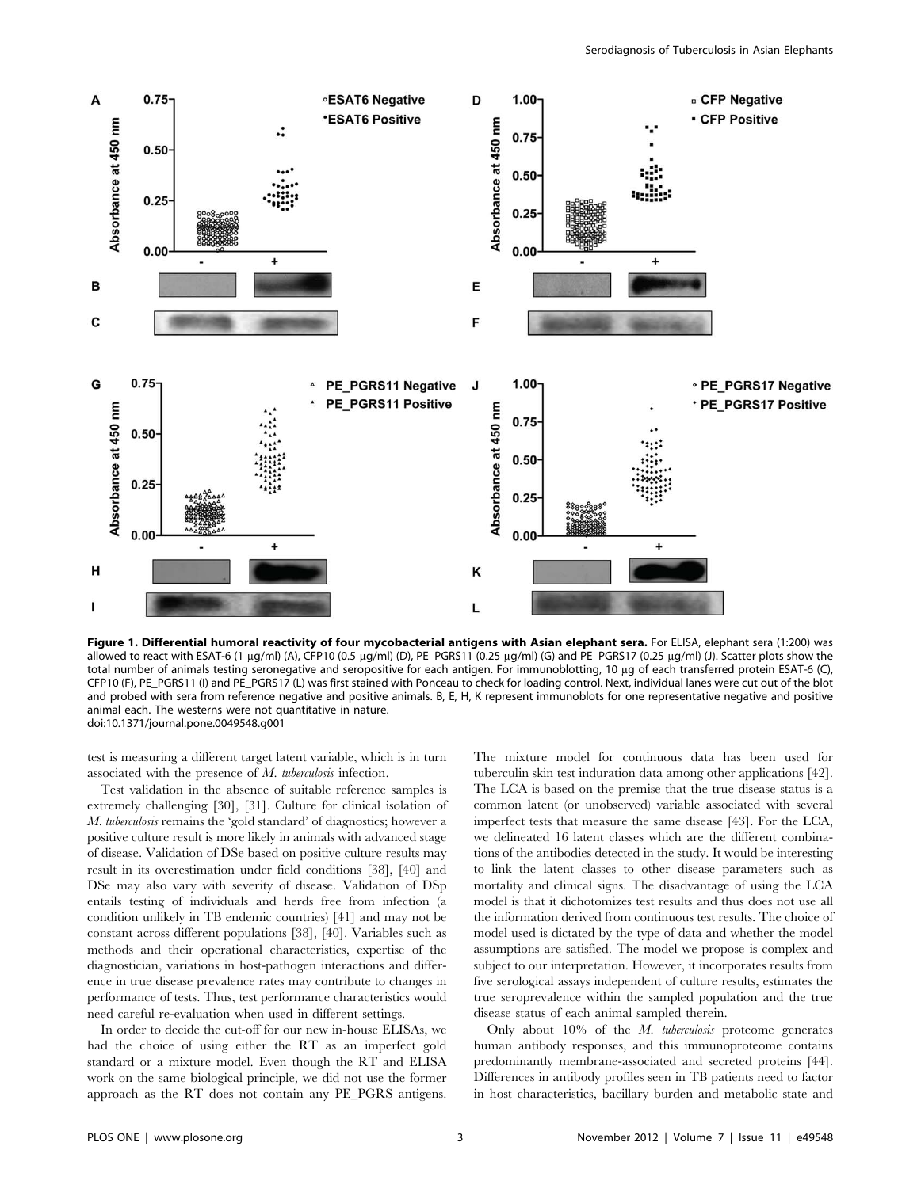**Figure 1. Differential humoral reactivity of four mycobacterial antigens with Asian elephant sera.** For ELISA, elephant sera (1:200) was allowed to react with ESAT-6 (1 µg/ml) (A), CFP10 (0.5 µg/ml) (D), PE_PGRS11 (0.25 µg/ml) (G) and PE_PGRS17 (0.25 µg/ml) (J). Scatter plots show the total number of animals testing seronegative and seropositive for each antigen. For immunoblotting, 10 µg of each transferred protein ESAT-6 (C), CFP10 (F), PE_PGRS11 (I) and PE_PGRS17 (L) was first stained with Ponceau to check for loading control. Next, individual lanes were cut out of the blot and probed with sera from reference negative and positive animals. B, E, H, K represent immunoblots for one representative negative and positive animal each. The westerns were not quantitative in nature.
doi:10.1371/journal.pone.0049548.g001

test is measuring a different target latent variable, which is in turn associated with the presence of *M. tuberculosis* infection.

Test validation in the absence of suitable reference samples is extremely challenging [30], [31]. Culture for clinical isolation of *M. tuberculosis* remains the 'gold standard' of diagnostics; however a positive culture result is more likely in animals with advanced stage of disease. Validation of DSe based on positive culture results may result in its overestimation under field conditions [38], [40] and DSe may also vary with severity of disease. Validation of DSp entails testing of individuals and herds free from infection (a condition unlikely in TB endemic countries) [41] and may not be constant across different populations [38], [40]. Variables such as methods and their operational characteristics, expertise of the diagnostician, variations in host-pathogen interactions and difference in true disease prevalence rates may contribute to changes in performance of tests. Thus, test performance characteristics would need careful re-evaluation when used in different settings.

In order to decide the cut-off for our new in-house ELISAs, we had the choice of using either the RT as an imperfect gold standard or a mixture model. Even though the RT and ELISA work on the same biological principle, we did not use the former approach as the RT does not contain any PE_PGRS antigens. The mixture model for continuous data has been used for tuberculin skin test induration data among other applications [42]. The LCA is based on the premise that the true disease status is a common latent (or unobserved) variable associated with several imperfect tests that measure the same disease [43]. For the LCA, we delineated 16 latent classes which are the different combinations of the antibodies detected in the study. It would be interesting to link the latent classes to other disease parameters such as mortality and clinical signs. The disadvantage of using the LCA model is that it dichotomizes test results and thus does not use all the information derived from continuous test results. The choice of model used is dictated by the type of data and whether the model assumptions are satisfied. The model we propose is complex and subject to our interpretation. However, it incorporates results from five serological assays independent of culture results, estimates the true seroprevalence within the sampled population and the true disease status of each animal sampled therein.

Only about 10% of the *M. tuberculosis* proteome generates human antibody responses, and this immunoproteome contains predominantly membrane-associated and secreted proteins [44]. Differences in antibody profiles seen in TB patients need to factor in host characteristics, bacillary burden and metabolic state and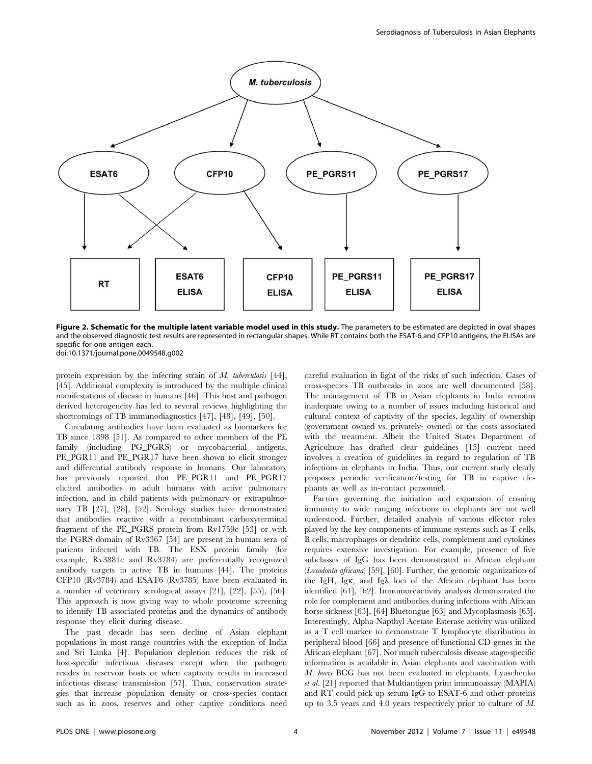**Figure 2. Schematic for the multiple latent variable model used in this study.** The parameters to be estimated are depicted in oval shapes and the observed diagnostic test results are represented in rectangular shapes. While RT contains both the ESAT-6 and CFP10 antigens, the ELISAs are specific for one antigen each.
doi:10.1371/journal.pone.0049548.g002

protein expression by the infecting strain of *M. tuberculosis* [44], [45]. Additional complexity is introduced by the multiple clinical manifestations of disease in humans [46]. This host and pathogen derived heterogeneity has led to several reviews highlighting the shortcomings of TB immunodiagnostics [47], [48], [49], [50].

Circulating antibodies have been evaluated as biomarkers for TB since 1898 [51]. As compared to other members of the PE family (including PG_PGRS) or mycobacterial antigens, PE_PGR11 and PE_PGR17 have been shown to elicit stronger and differential antibody response in humans. Our laboratory has previously reported that PE_PGR11 and PE_PGR17 elicited antibodies in adult humans with active pulmonary infection, and in child patients with pulmonary or extrapulmonary TB [27], [28], [52]. Serology studies have demonstrated that antibodies reactive with a recombinant carboxyterminal fragment of the PE_PGRS protein from Rv1759c [53] or with the PGRS domain of Rv3367 [54] are present in human sera of patients infected with TB. The ESX protein family (for example, Rv3881c and Rv3784) are preferentially recognized antibody targets in active TB in humans [44]. The proteins CFP10 (Rv3784) and ESAT6 (Rv3785) have been evaluated in a number of veterinary serological assays [21], [22], [55], [56]. This approach is now giving way to whole proteome screening to identify TB associated proteins and the dynamics of antibody response they elicit during disease.

The past decade has seen decline of Asian elephant populations in most range countries with the exception of India and Sri Lanka [4]. Population depletion reduces the risk of host-specific infectious diseases except when the pathogen resides in reservoir hosts or when captivity results in increased infectious disease transmission [57]. Thus, conservation strategies that increase population density or cross-species contact such as in zoos, reserves and other captive conditions need careful evaluation in light of the risks of such infection. Cases of cross-species TB outbreaks in zoos are well documented [58]. The management of TB in Asian elephants in India remains inadequate owing to a number of issues including historical and cultural context of captivity of the species, legality of ownership (government owned vs. privately- owned) or the costs associated with the treatment. Albeit the United States Department of Agriculture has drafted clear guidelines [15] current need involves a creation of guidelines in regard to regulation of TB infections in elephants in India. Thus, our current study clearly proposes periodic verification/testing for TB in captive elephants as well as in-contact personnel.

Factors governing the initiation and expansion of ensuing immunity to wide ranging infections in elephants are not well understood. Further, detailed analysis of various effector roles played by the key components of immune systems such as T cells, B cells, macrophages or dendritic cells, complement and cytokines requires extensive investigation. For example, presence of five subclasses of IgG has been demonstrated in African elephant (*Loxodonta africana*) [59], [60]. Further, the genomic organization of the IgH, Igκ, and Igλ loci of the African elephant has been identified [61], [62]. Immunoreactivity analysis demonstrated the role for complement and antibodies during infections with African horse sickness [63], [64] Bluetongue [63] and Mycoplasmosis [65]. Interestingly, Alpha Napthyl Acetate Esterase activity was utilized as a T cell marker to demonstrate T lymphocyte distribution in peripheral blood [66] and presence of functional CD genes in the African elephant [67]. Not much tuberculosis disease stage-specific information is available in Asian elephants and vaccination with *M. bovis* BCG has not been evaluated in elephants. Lyaschenko *et al.* [21] reported that Multiantigen print immunoassay (MAPIA) and RT could pick up serum IgG to ESAT-6 and other proteins up to 3.5 years and 4.0 years respectively prior to culture of *M.*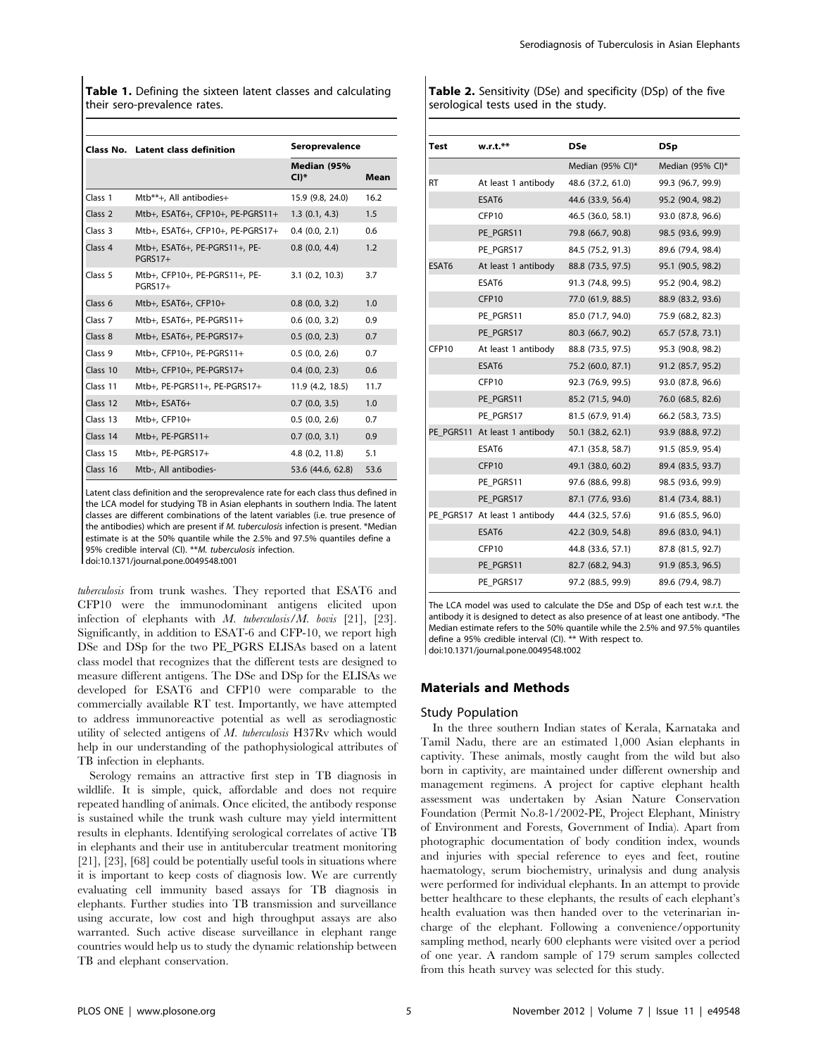**Table 1.** Defining the sixteen latent classes and calculating their sero-prevalence rates.

| Class No. | Latent class definition | Seroprevalence | |
|---|---|---|---|
| | | Median (95% CI)* | Mean |
| Class 1 | Mtb**+, All antibodies+ | 15.9 (9.8, 24.0) | 16.2 |
| Class 2 | Mtb+, ESAT6+, CFP10+, PE-PGRS11+ | 1.3 (0.1, 4.3) | 1.5 |
| Class 3 | Mtb+, ESAT6+, CFP10+, PE-PGRS17+ | 0.4 (0.0, 2.1) | 0.6 |
| Class 4 | Mtb+, ESAT6+, PE-PGRS11+, PE-PGRS17+ | 0.8 (0.0, 4.4) | 1.2 |
| Class 5 | Mtb+, CFP10+, PE-PGRS11+, PE-PGRS17+ | 3.1 (0.2, 10.3) | 3.7 |
| Class 6 | Mtb+, ESAT6+, CFP10+ | 0.8 (0.0, 3.2) | 1.0 |
| Class 7 | Mtb+, ESAT6+, PE-PGRS11+ | 0.6 (0.0, 3.2) | 0.9 |
| Class 8 | Mtb+, ESAT6+, PE-PGRS17+ | 0.5 (0.0, 2.3) | 0.7 |
| Class 9 | Mtb+, CFP10+, PE-PGRS11+ | 0.5 (0.0, 2.6) | 0.7 |
| Class 10 | Mtb+, CFP10+, PE-PGRS17+ | 0.4 (0.0, 2.3) | 0.6 |
| Class 11 | Mtb+, PE-PGRS11+, PE-PGRS17+ | 11.9 (4.2, 18.5) | 11.7 |
| Class 12 | Mtb+, ESAT6+ | 0.7 (0.0, 3.5) | 1.0 |
| Class 13 | Mtb+, CFP10+ | 0.5 (0.0, 2.6) | 0.7 |
| Class 14 | Mtb+, PE-PGRS11+ | 0.7 (0.0, 3.1) | 0.9 |
| Class 15 | Mtb+, PE-PGRS17+ | 4.8 (0.2, 11.8) | 5.1 |
| Class 16 | Mtb-, All antibodies- | 53.6 (44.6, 62.8) | 53.6 |

Latent class definition and the seroprevalence rate for each class thus defined in the LCA model for studying TB in Asian elephants in southern India. The latent classes are different combinations of the latent variables (i.e. true presence of the antibodies) which are present if *M. tuberculosis* infection is present. *Median estimate is at the 50% quantile while the 2.5% and 97.5% quantiles define a 95% credible interval (CI). ***M. tuberculosis* infection.
doi:10.1371/journal.pone.0049548.t001

**Table 2.** Sensitivity (DSe) and specificity (DSp) of the five serological tests used in the study.

| Test | w.r.t.** | DSe | DSp |
|---|---|---|---|
| | | Median (95% CI)* | Median (95% CI)* |
| RT | At least 1 antibody | 48.6 (37.2, 61.0) | 99.3 (96.7, 99.9) |
| | ESAT6 | 44.6 (33.9, 56.4) | 95.2 (90.4, 98.2) |
| | CFP10 | 46.5 (36.0, 58.1) | 93.0 (87.8, 96.6) |
| | PE_PGRS11 | 79.8 (66.7, 90.8) | 98.5 (93.6, 99.9) |
| | PE_PGRS17 | 84.5 (75.2, 91.3) | 89.6 (79.4, 98.4) |
| ESAT6 | At least 1 antibody | 88.8 (73.5, 97.5) | 95.1 (90.5, 98.2) |
| | ESAT6 | 91.3 (74.8, 99.5) | 95.2 (90.4, 98.2) |
| | CFP10 | 77.0 (61.9, 88.5) | 88.9 (83.2, 93.6) |
| | PE_PGRS11 | 85.0 (71.7, 94.0) | 75.9 (68.2, 82.3) |
| | PE_PGRS17 | 80.3 (66.7, 90.2) | 65.7 (57.8, 73.1) |
| CFP10 | At least 1 antibody | 88.8 (73.5, 97.5) | 95.3 (90.8, 98.2) |
| | ESAT6 | 75.2 (60.0, 87.1) | 91.2 (85.7, 95.2) |
| | CFP10 | 92.3 (76.9, 99.5) | 93.0 (87.8, 96.6) |
| | PE_PGRS11 | 85.2 (71.5, 94.0) | 76.0 (68.5, 82.6) |
| | PE_PGRS17 | 81.5 (67.9, 91.4) | 66.2 (58.3, 73.5) |
| PE_PGRS11 | At least 1 antibody | 50.1 (38.2, 62.1) | 93.9 (88.8, 97.2) |
| | ESAT6 | 47.1 (35.8, 58.7) | 91.5 (85.9, 95.4) |
| | CFP10 | 49.1 (38.0, 60.2) | 89.4 (83.5, 93.7) |
| | PE_PGRS11 | 97.6 (88.6, 99.8) | 98.5 (93.6, 99.9) |
| | PE_PGRS17 | 87.1 (77.6, 93.6) | 81.4 (73.4, 88.1) |
| PE_PGRS17 | At least 1 antibody | 44.4 (32.5, 57.6) | 91.6 (85.5, 96.0) |
| | ESAT6 | 42.2 (30.9, 54.8) | 89.6 (83.0, 94.1) |
| | CFP10 | 44.8 (33.6, 57.1) | 87.8 (81.5, 92.7) |
| | PE_PGRS11 | 82.7 (68.2, 94.3) | 91.9 (85.3, 96.5) |
| | PE_PGRS17 | 97.2 (88.5, 99.9) | 89.6 (79.4, 98.7) |

The LCA model was used to calculate the DSe and DSp of each test w.r.t. the antibody it is designed to detect as also presence of at least one antibody. *The Median estimate refers to the 50% quantile while the 2.5% and 97.5% quantiles define a 95% credible interval (CI). ** With respect to.
doi:10.1371/journal.pone.0049548.t002

*tuberculosis* from trunk washes. They reported that ESAT6 and CFP10 were the immunodominant antigens elicited upon infection of elephants with *M. tuberculosis*/*M. bovis* [21], [23]. Significantly, in addition to ESAT-6 and CFP-10, we report high DSe and DSp for the two PE_PGRS ELISAs based on a latent class model that recognizes that the different tests are designed to measure different antigens. The DSe and DSp for the ELISAs we developed for ESAT6 and CFP10 were comparable to the commercially available RT test. Importantly, we have attempted to address immunoreactive potential as well as serodiagnostic utility of selected antigens of *M. tuberculosis* H37Rv which would help in our understanding of the pathophysiological attributes of TB infection in elephants.

Serology remains an attractive first step in TB diagnosis in wildlife. It is simple, quick, affordable and does not require repeated handling of animals. Once elicited, the antibody response is sustained while the trunk wash culture may yield intermittent results in elephants. Identifying serological correlates of active TB in elephants and their use in antitubercular treatment monitoring [21], [23], [68] could be potentially useful tools in situations where it is important to keep costs of diagnosis low. We are currently evaluating cell immunity based assays for TB diagnosis in elephants. Further studies into TB transmission and surveillance using accurate, low cost and high throughput assays are also warranted. Such active disease surveillance in elephant range countries would help us to study the dynamic relationship between TB and elephant conservation.

## Materials and Methods

### Study Population

In the three southern Indian states of Kerala, Karnataka and Tamil Nadu, there are an estimated 1,000 Asian elephants in captivity. These animals, mostly caught from the wild but also born in captivity, are maintained under different ownership and management regimens. A project for captive elephant health assessment was undertaken by Asian Nature Conservation Foundation (Permit No.8-1/2002-PE, Project Elephant, Ministry of Environment and Forests, Government of India). Apart from photographic documentation of body condition index, wounds and injuries with special reference to eyes and feet, routine haematology, serum biochemistry, urinalysis and dung analysis were performed for individual elephants. In an attempt to provide better healthcare to these elephants, the results of each elephant's health evaluation was then handed over to the veterinarian in-charge of the elephant. Following a convenience/opportunity sampling method, nearly 600 elephants were visited over a period of one year. A random sample of 179 serum samples collected from this heath survey was selected for this study.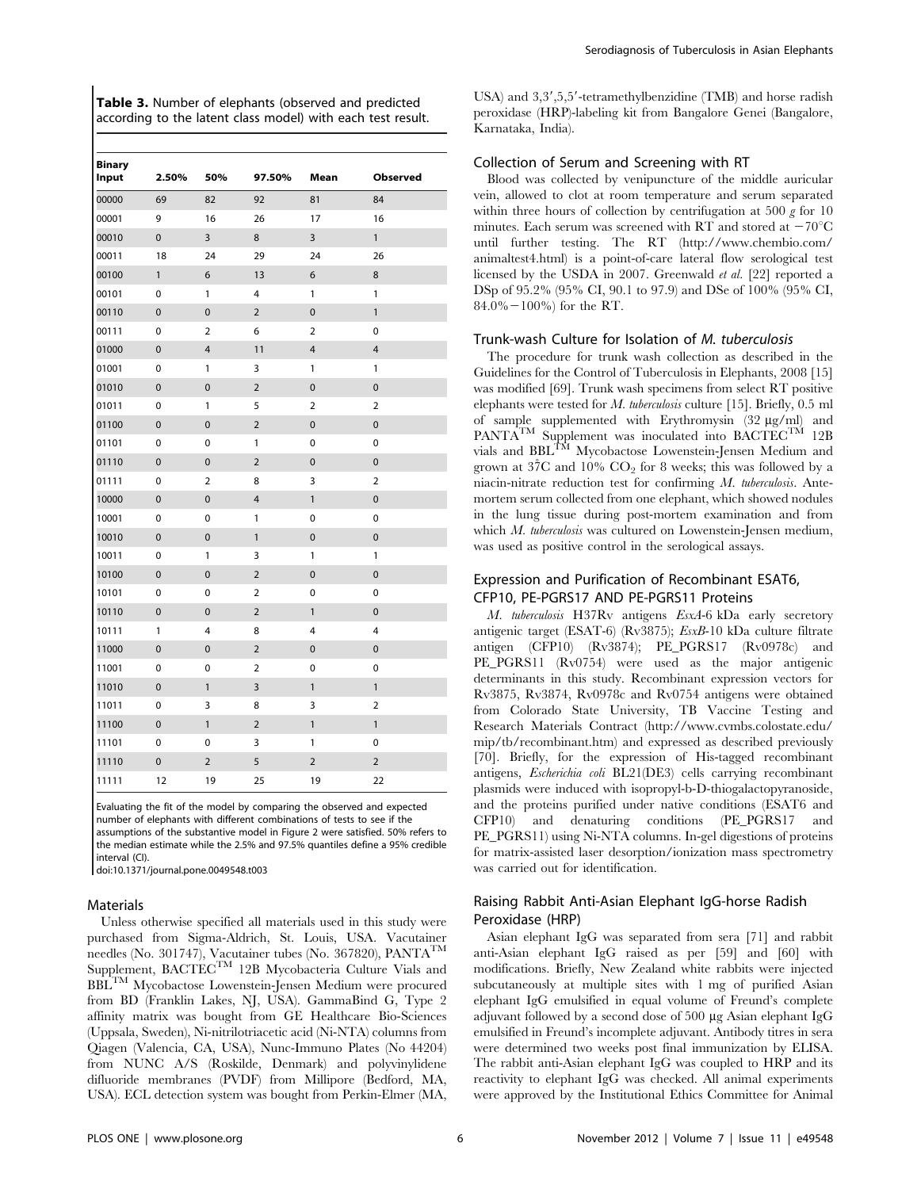**Table 3.** Number of elephants (observed and predicted according to the latent class model) with each test result.

| Binary Input | 2.50% | 50% | 97.50% | Mean | Observed |
|---|---|---|---|---|---|
| 00000 | 69 | 82 | 92 | 81 | 84 |
| 00001 | 9 | 16 | 26 | 17 | 16 |
| 00010 | 0 | 3 | 8 | 3 | 1 |
| 00011 | 18 | 24 | 29 | 24 | 26 |
| 00100 | 1 | 6 | 13 | 6 | 8 |
| 00101 | 0 | 1 | 4 | 1 | 1 |
| 00110 | 0 | 0 | 2 | 0 | 1 |
| 00111 | 0 | 2 | 6 | 2 | 0 |
| 01000 | 0 | 4 | 11 | 4 | 4 |
| 01001 | 0 | 1 | 3 | 1 | 1 |
| 01010 | 0 | 0 | 2 | 0 | 0 |
| 01011 | 0 | 1 | 5 | 2 | 2 |
| 01100 | 0 | 0 | 2 | 0 | 0 |
| 01101 | 0 | 0 | 1 | 0 | 0 |
| 01110 | 0 | 0 | 2 | 0 | 0 |
| 01111 | 0 | 2 | 8 | 3 | 2 |
| 10000 | 0 | 0 | 4 | 1 | 0 |
| 10001 | 0 | 0 | 1 | 0 | 0 |
| 10010 | 0 | 0 | 1 | 0 | 0 |
| 10011 | 0 | 1 | 3 | 1 | 1 |
| 10100 | 0 | 0 | 2 | 0 | 0 |
| 10101 | 0 | 0 | 2 | 0 | 0 |
| 10110 | 0 | 0 | 2 | 1 | 0 |
| 10111 | 1 | 4 | 8 | 4 | 4 |
| 11000 | 0 | 0 | 2 | 0 | 0 |
| 11001 | 0 | 0 | 2 | 0 | 0 |
| 11010 | 0 | 1 | 3 | 1 | 1 |
| 11011 | 0 | 3 | 8 | 3 | 2 |
| 11100 | 0 | 1 | 2 | 1 | 1 |
| 11101 | 0 | 0 | 3 | 1 | 0 |
| 11110 | 0 | 2 | 5 | 2 | 2 |
| 11111 | 12 | 19 | 25 | 19 | 22 |

Evaluating the fit of the model by comparing the observed and expected number of elephants with different combinations of tests to see if the assumptions of the substantive model in Figure 2 were satisfied. 50% refers to the median estimate while the 2.5% and 97.5% quantiles define a 95% credible interval (CI).

doi:10.1371/journal.pone.0049548.t003

## Materials

Unless otherwise specified all materials used in this study were purchased from Sigma-Aldrich, St. Louis, USA. Vacutainer needles (No. 301747), Vacutainer tubes (No. 367820), PANTA™ Supplement, BACTEC™ 12B Mycobacteria Culture Vials and BBL™ Mycobactose Lowenstein-Jensen Medium were procured from BD (Franklin Lakes, NJ, USA). GammaBind G, Type 2 affinity matrix was bought from GE Healthcare Bio-Sciences (Uppsala, Sweden), Ni-nitrilotriacetic acid (Ni-NTA) columns from Qiagen (Valencia, CA, USA), Nunc-Immuno Plates (No 44204) from NUNC A/S (Roskilde, Denmark) and polyvinylidene difluoride membranes (PVDF) from Millipore (Bedford, MA, USA). ECL detection system was bought from Perkin-Elmer (MA, USA) and 3,3′,5,5′-tetramethylbenzidine (TMB) and horse radish peroxidase (HRP)-labeling kit from Bangalore Genei (Bangalore, Karnataka, India).

## Collection of Serum and Screening with RT

Blood was collected by venipuncture of the middle auricular vein, allowed to clot at room temperature and serum separated within three hours of collection by centrifugation at 500 *g* for 10 minutes. Each serum was screened with RT and stored at −70°C until further testing. The RT (http://www.chembio.com/animaltest4.html) is a point-of-care lateral flow serological test licensed by the USDA in 2007. Greenwald *et al.* [22] reported a DSp of 95.2% (95% CI, 90.1 to 97.9) and DSe of 100% (95% CI, 84.0%−100%) for the RT.

## Trunk-wash Culture for Isolation of *M. tuberculosis*

The procedure for trunk wash collection as described in the Guidelines for the Control of Tuberculosis in Elephants, 2008 [15] was modified [69]. Trunk wash specimens from select RT positive elephants were tested for *M. tuberculosis* culture [15]. Briefly, 0.5 ml of sample supplemented with Erythromysin (32 µg/ml) and PANTA™ Supplement was inoculated into BACTEC™ 12B vials and BBL™ Mycobactose Lowenstein-Jensen Medium and grown at 37°C and 10% $CO_2$ for 8 weeks; this was followed by a niacin-nitrate reduction test for confirming *M. tuberculosis*. Antemortem serum collected from one elephant, which showed nodules in the lung tissue during post-mortem examination and from which *M. tuberculosis* was cultured on Lowenstein-Jensen medium, was used as positive control in the serological assays.

## Expression and Purification of Recombinant ESAT6, CFP10, PE-PGRS17 AND PE-PGRS11 Proteins

*M. tuberculosis* H37Rv antigens *EsxA*-6 kDa early secretory antigenic target (ESAT-6) (Rv3875); *EsxB*-10 kDa culture filtrate antigen (CFP10) (Rv3874); PE_PGRS17 (Rv0978c) and PE_PGRS11 (Rv0754) were used as the major antigenic determinants in this study. Recombinant expression vectors for Rv3875, Rv3874, Rv0978c and Rv0754 antigens were obtained from Colorado State University, TB Vaccine Testing and Research Materials Contract (http://www.cvmbs.colostate.edu/mip/tb/recombinant.htm) and expressed as described previously [70]. Briefly, for the expression of His-tagged recombinant antigens, *Escherichia coli* BL21(DE3) cells carrying recombinant plasmids were induced with isopropyl-b-D-thiogalactopyranoside, and the proteins purified under native conditions (ESAT6 and CFP10) and denaturing conditions (PE_PGRS17 and PE_PGRS11) using Ni-NTA columns. In-gel digestions of proteins for matrix-assisted laser desorption/ionization mass spectrometry was carried out for identification.

## Raising Rabbit Anti-Asian Elephant IgG-horse Radish Peroxidase (HRP)

Asian elephant IgG was separated from sera [71] and rabbit anti-Asian elephant IgG raised as per [59] and [60] with modifications. Briefly, New Zealand white rabbits were injected subcutaneously at multiple sites with 1 mg of purified Asian elephant IgG emulsified in equal volume of Freund's complete adjuvant followed by a second dose of 500 µg Asian elephant IgG emulsified in Freund's incomplete adjuvant. Antibody titres in sera were determined two weeks post final immunization by ELISA. The rabbit anti-Asian elephant IgG was coupled to HRP and its reactivity to elephant IgG was checked. All animal experiments were approved by the Institutional Ethics Committee for Animal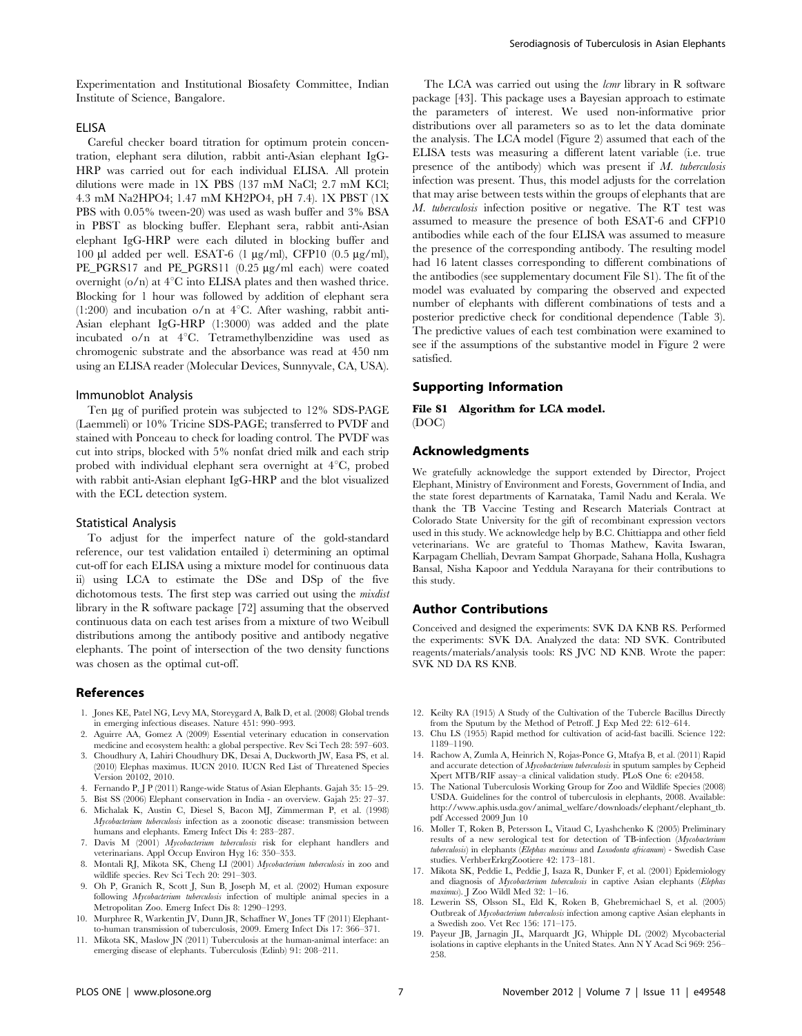Experimentation and Institutional Biosafety Committee, Indian Institute of Science, Bangalore.

### ELISA

Careful checker board titration for optimum protein concentration, elephant sera dilution, rabbit anti-Asian elephant IgG-HRP was carried out for each individual ELISA. All protein dilutions were made in 1X PBS (137 mM NaCl; 2.7 mM KCl; 4.3 mM Na2HPO4; 1.47 mM KH2PO4, pH 7.4). 1X PBST (1X PBS with 0.05% tween-20) was used as wash buffer and 3% BSA in PBST as blocking buffer. Elephant sera, rabbit anti-Asian elephant IgG-HRP were each diluted in blocking buffer and 100 µl added per well. ESAT-6 (1 µg/ml), CFP10 (0.5 µg/ml), PE_PGRS17 and PE_PGRS11 (0.25 µg/ml each) were coated overnight (o/n) at 4°C into ELISA plates and then washed thrice. Blocking for 1 hour was followed by addition of elephant sera (1:200) and incubation o/n at 4°C. After washing, rabbit anti-Asian elephant IgG-HRP (1:3000) was added and the plate incubated o/n at 4°C. Tetramethylbenzidine was used as chromogenic substrate and the absorbance was read at 450 nm using an ELISA reader (Molecular Devices, Sunnyvale, CA, USA).

### Immunoblot Analysis

Ten µg of purified protein was subjected to 12% SDS-PAGE (Laemmeli) or 10% Tricine SDS-PAGE; transferred to PVDF and stained with Ponceau to check for loading control. The PVDF was cut into strips, blocked with 5% nonfat dried milk and each strip probed with individual elephant sera overnight at 4°C, probed with rabbit anti-Asian elephant IgG-HRP and the blot visualized with the ECL detection system.

### Statistical Analysis

To adjust for the imperfect nature of the gold-standard reference, our test validation entailed i) determining an optimal cut-off for each ELISA using a mixture model for continuous data ii) using LCA to estimate the DSe and DSp of the five dichotomous tests. The first step was carried out using the *mixdist* library in the R software package [72] assuming that the observed continuous data on each test arises from a mixture of two Weibull distributions among the antibody positive and antibody negative elephants. The point of intersection of the two density functions was chosen as the optimal cut-off.

The LCA was carried out using the *lcmr* library in R software package [43]. This package uses a Bayesian approach to estimate the parameters of interest. We used non-informative prior distributions over all parameters so as to let the data dominate the analysis. The LCA model (Figure 2) assumed that each of the ELISA tests was measuring a different latent variable (i.e. true presence of the antibody) which was present if *M. tuberculosis* infection was present. Thus, this model adjusts for the correlation that may arise between tests within the groups of elephants that are *M. tuberculosis* infection positive or negative. The RT test was assumed to measure the presence of both ESAT-6 and CFP10 antibodies while each of the four ELISA was assumed to measure the presence of the corresponding antibody. The resulting model had 16 latent classes corresponding to different combinations of the antibodies (see supplementary document File S1). The fit of the model was evaluated by comparing the observed and expected number of elephants with different combinations of tests and a posterior predictive check for conditional dependence (Table 3). The predictive values of each test combination were examined to see if the assumptions of the substantive model in Figure 2 were satisfied.

## Supporting Information

**File S1 Algorithm for LCA model.**
(DOC)

## Acknowledgments

We gratefully acknowledge the support extended by Director, Project Elephant, Ministry of Environment and Forests, Government of India, and the state forest departments of Karnataka, Tamil Nadu and Kerala. We thank the TB Vaccine Testing and Research Materials Contract at Colorado State University for the gift of recombinant expression vectors used in this study. We acknowledge help by B.C. Chittiappa and other field veterinarians. We are grateful to Thomas Mathew, Kavita Iswaran, Karpagam Chelliah, Devram Sampat Ghorpade, Sahana Holla, Kushagra Bansal, Nisha Kapoor and Yeddula Narayana for their contributions to this study.

## Author Contributions

Conceived and designed the experiments: SVK DA KNB RS. Performed the experiments: SVK DA. Analyzed the data: ND SVK. Contributed reagents/materials/analysis tools: RS JVC ND KNB. Wrote the paper: SVK ND DA RS KNB.

## References

1. Jones KE, Patel NG, Levy MA, Storeygard A, Balk D, et al. (2008) Global trends in emerging infectious diseases. Nature 451: 990–993.
2. Aguirre AA, Gomez A (2009) Essential veterinary education in conservation medicine and ecosystem health: a global perspective. Rev Sci Tech 28: 597–603.
3. Choudhury A, Lahiri Choudhury DK, Desai A, Duckworth JW, Easa PS, et al. (2010) Elephas maximus. IUCN 2010. IUCN Red List of Threatened Species Version 20102, 2010.
4. Fernando P, J P (2011) Range-wide Status of Asian Elephants. Gajah 35: 15–29.
5. Bist SS (2006) Elephant conservation in India - an overview. Gajah 25: 27–37.
6. Michalak K, Austin C, Diesel S, Bacon MJ, Zimmerman P, et al. (1998) *Mycobacterium tuberculosis* infection as a zoonotic disease: transmission between humans and elephants. Emerg Infect Dis 4: 283–287.
7. Davis M (2001) *Mycobacterium tuberculosis* risk for elephant handlers and veterinarians. Appl Occup Environ Hyg 16: 350–353.
8. Montali RJ, Mikota SK, Cheng LI (2001) *Mycobacterium tuberculosis* in zoo and wildlife species. Rev Sci Tech 20: 291–303.
9. Oh P, Granich R, Scott J, Sun B, Joseph M, et al. (2002) Human exposure following *Mycobacterium tuberculosis* infection of multiple animal species in a Metropolitan Zoo. Emerg Infect Dis 8: 1290–1293.
10. Murphree R, Warkentin JV, Dunn JR, Schaffner W, Jones TF (2011) Elephant-to-human transmission of tuberculosis, 2009. Emerg Infect Dis 17: 366–371.
11. Mikota SK, Maslow JN (2011) Tuberculosis at the human-animal interface: an emerging disease of elephants. Tuberculosis (Edinb) 91: 208–211.
12. Keilty RA (1915) A Study of the Cultivation of the Tubercle Bacillus Directly from the Sputum by the Method of Petroff. J Exp Med 22: 612–614.
13. Chu LS (1955) Rapid method for cultivation of acid-fast bacilli. Science 122: 1189–1190.
14. Rachow A, Zumla A, Heinrich N, Rojas-Ponce G, Mtafya B, et al. (2011) Rapid and accurate detection of *Mycobacterium tuberculosis* in sputum samples by Cepheid Xpert MTB/RIF assay–a clinical validation study. PLoS One 6: e20458.
15. The National Tuberculosis Working Group for Zoo and Wildlife Species (2008) USDA. Guidelines for the control of tuberculosis in elephants, 2008. Available: http://www.aphis.usda.gov/animal_welfare/downloads/elephant/elephant_tb.pdf Accessed 2009 Jun 10
16. Moller T, Roken B, Petersson L, Vitaud C, Lyashchenko K (2005) Preliminary results of a new serological test for detection of TB-infection (*Mycobacterium tuberculosis*) in elephants (*Elephas maximus* and *Loxodonta africanum*) - Swedish Case studies. VerhberErkrgZootiere 42: 173–181.
17. Mikota SK, Peddie L, Peddie J, Isaza R, Dunker F, et al. (2001) Epidemiology and diagnosis of *Mycobacterium tuberculosis* in captive Asian elephants (*Elephas maximus*). J Zoo Wildl Med 32: 1–16.
18. Lewerin SS, Olsson SL, Eld K, Roken B, Ghebremichael S, et al. (2005) Outbreak of *Mycobacterium tuberculosis* infection among captive Asian elephants in a Swedish zoo. Vet Rec 156: 171–175.
19. Payeur JB, Jarnagin JL, Marquardt JG, Whipple DL (2002) Mycobacterial isolations in captive elephants in the United States. Ann N Y Acad Sci 969: 256–258.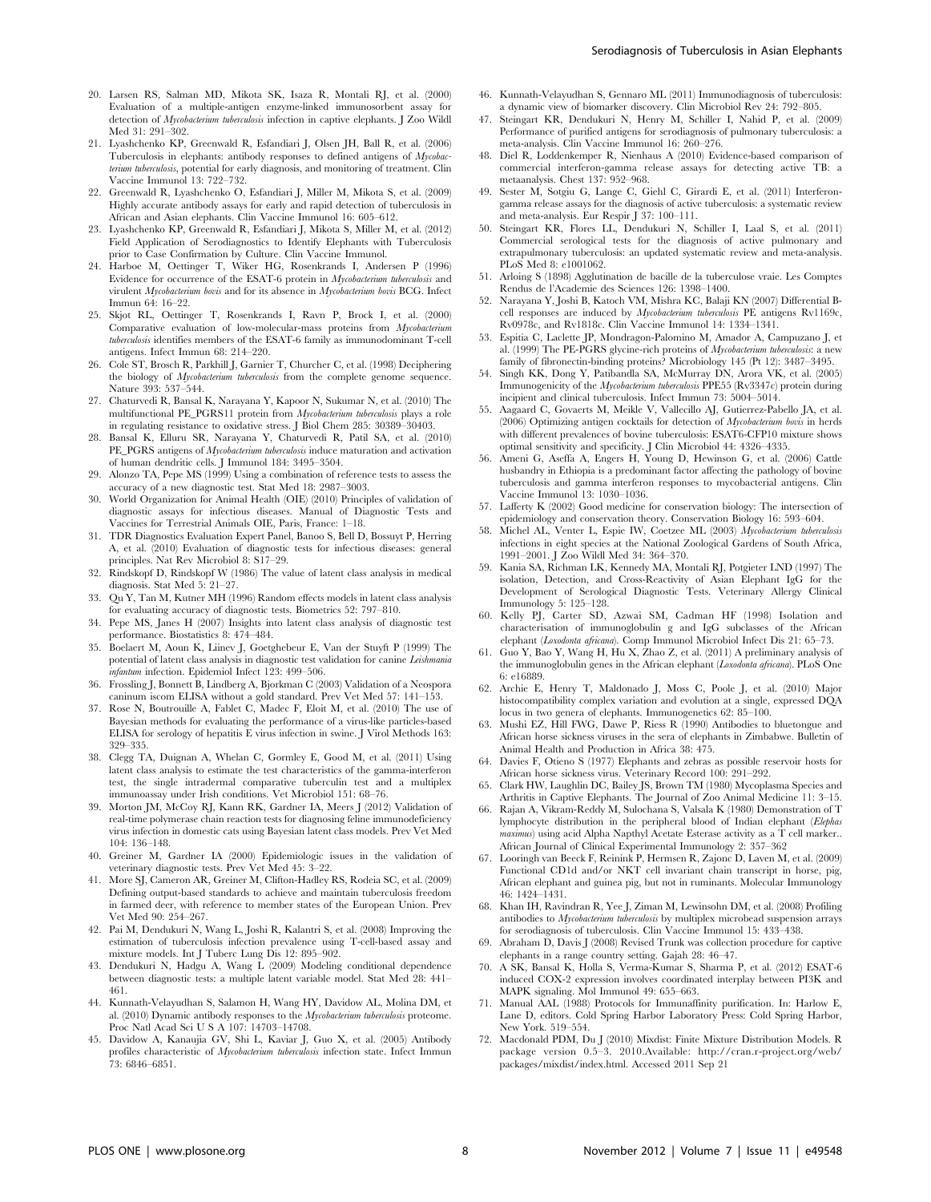20. Larsen RS, Salman MD, Mikota SK, Isaza R, Montali RJ, et al. (2000) Evaluation of a multiple-antigen enzyme-linked immunosorbent assay for detection of *Mycobacterium tuberculosis* infection in captive elephants. J Zoo Wildl Med 31: 291–302.
21. Lyashchenko KP, Greenwald R, Esfandiari J, Olsen JH, Ball R, et al. (2006) Tuberculosis in elephants: antibody responses to defined antigens of *Mycobacterium tuberculosis*, potential for early diagnosis, and monitoring of treatment. Clin Vaccine Immunol 13: 722–732.
22. Greenwald R, Lyashchenko O, Esfandiari J, Miller M, Mikota S, et al. (2009) Highly accurate antibody assays for early and rapid detection of tuberculosis in African and Asian elephants. Clin Vaccine Immunol 16: 605–612.
23. Lyashchenko KP, Greenwald R, Esfandiari J, Mikota S, Miller M, et al. (2012) Field Application of Serodiagnostics to Identify Elephants with Tuberculosis prior to Case Confirmation by Culture. Clin Vaccine Immunol.
24. Harboe M, Oettinger T, Wiker HG, Rosenkrands I, Andersen P (1996) Evidence for occurrence of the ESAT-6 protein in *Mycobacterium tuberculosis* and virulent *Mycobacterium bovis* and for its absence in *Mycobacterium bovis* BCG. Infect Immun 64: 16–22.
25. Skjot RL, Oettinger T, Rosenkrands I, Ravn P, Brock I, et al. (2000) Comparative evaluation of low-molecular-mass proteins from *Mycobacterium tuberculosis* identifies members of the ESAT-6 family as immunodominant T-cell antigens. Infect Immun 68: 214–220.
26. Cole ST, Brosch R, Parkhill J, Garnier T, Churcher C, et al. (1998) Deciphering the biology of *Mycobacterium tuberculosis* from the complete genome sequence. Nature 393: 537–544.
27. Chaturvedi R, Bansal K, Narayana Y, Kapoor N, Sukumar N, et al. (2010) The multifunctional PE_PGRS11 protein from *Mycobacterium tuberculosis* plays a role in regulating resistance to oxidative stress. J Biol Chem 285: 30389–30403.
28. Bansal K, Elluru SR, Narayana Y, Chaturvedi R, Patil SA, et al. (2010) PE_PGRS antigens of *Mycobacterium tuberculosis* induce maturation and activation of human dendritic cells. J Immunol 184: 3495–3504.
29. Alonzo TA, Pepe MS (1999) Using a combination of reference tests to assess the accuracy of a new diagnostic test. Stat Med 18: 2987–3003.
30. World Organization for Animal Health (OIE) (2010) Principles of validation of diagnostic assays for infectious diseases. Manual of Diagnostic Tests and Vaccines for Terrestrial Animals OIE, Paris, France: 1–18.
31. TDR Diagnostics Evaluation Expert Panel, Banoo S, Bell D, Bossuyt P, Herring A, et al. (2010) Evaluation of diagnostic tests for infectious diseases: general principles. Nat Rev Microbiol 8: S17–29.
32. Rindskopf D, Rindskopf W (1986) The value of latent class analysis in medical diagnosis. Stat Med 5: 21–27.
33. Qu Y, Tan M, Kutner MH (1996) Random effects models in latent class analysis for evaluating accuracy of diagnostic tests. Biometrics 52: 797–810.
34. Pepe MS, Janes H (2007) Insights into latent class analysis of diagnostic test performance. Biostatistics 8: 474–484.
35. Boelaert M, Aoun K, Liinev J, Goetghebeur E, Van der Stuyft P (1999) The potential of latent class analysis in diagnostic test validation for canine *Leishmania infantum* infection. Epidemiol Infect 123: 499–506.
36. Frossling J, Bonnett B, Lindberg A, Bjorkman C (2003) Validation of a Neospora caninum iscom ELISA without a gold standard. Prev Vet Med 57: 141–153.
37. Rose N, Boutrouille A, Fablet C, Madec F, Eloit M, et al. (2010) The use of Bayesian methods for evaluating the performance of a virus-like particles-based ELISA for serology of hepatitis E virus infection in swine. J Virol Methods 163: 329–335.
38. Clegg TA, Duignan A, Whelan C, Gormley E, Good M, et al. (2011) Using latent class analysis to estimate the test characteristics of the gamma-interferon test, the single intradermal comparative tuberculin test and a multiplex immunoassay under Irish conditions. Vet Microbiol 151: 68–76.
39. Morton JM, McCoy RJ, Kann RK, Gardner IA, Meers J (2012) Validation of real-time polymerase chain reaction tests for diagnosing feline immunodeficiency virus infection in domestic cats using Bayesian latent class models. Prev Vet Med 104: 136–148.
40. Greiner M, Gardner IA (2000) Epidemiologic issues in the validation of veterinary diagnostic tests. Prev Vet Med 45: 3–22.
41. More SJ, Cameron AR, Greiner M, Clifton-Hadley RS, Rodeia SC, et al. (2009) Defining output-based standards to achieve and maintain tuberculosis freedom in farmed deer, with reference to member states of the European Union. Prev Vet Med 90: 254–267.
42. Pai M, Dendukuri N, Wang L, Joshi R, Kalantri S, et al. (2008) Improving the estimation of tuberculosis infection prevalence using T-cell-based assay and mixture models. Int J Tuberc Lung Dis 12: 895–902.
43. Dendukuri N, Hadgu A, Wang L (2009) Modeling conditional dependence between diagnostic tests: a multiple latent variable model. Stat Med 28: 441–461.
44. Kunnath-Velayudhan S, Salamon H, Wang HY, Davidow AL, Molina DM, et al. (2010) Dynamic antibody responses to the *Mycobacterium tuberculosis* proteome. Proc Natl Acad Sci U S A 107: 14703–14708.
45. Davidow A, Kanaujia GV, Shi L, Kaviar J, Guo X, et al. (2005) Antibody profiles characteristic of *Mycobacterium tuberculosis* infection state. Infect Immun 73: 6846–6851.
46. Kunnath-Velayudhan S, Gennaro ML (2011) Immunodiagnosis of tuberculosis: a dynamic view of biomarker discovery. Clin Microbiol Rev 24: 792–805.
47. Steingart KR, Dendukuri N, Henry M, Schiller I, Nahid P, et al. (2009) Performance of purified antigens for serodiagnosis of pulmonary tuberculosis: a meta-analysis. Clin Vaccine Immunol 16: 260–276.
48. Diel R, Loddenkemper R, Nienhaus A (2010) Evidence-based comparison of commercial interferon-gamma release assays for detecting active TB: a metaanalysis. Chest 137: 952–968.
49. Sester M, Sotgiu G, Lange C, Giehl C, Girardi E, et al. (2011) Interferon-gamma release assays for the diagnosis of active tuberculosis: a systematic review and meta-analysis. Eur Respir J 37: 100–111.
50. Steingart KR, Flores LL, Dendukuri N, Schiller I, Laal S, et al. (2011) Commercial serological tests for the diagnosis of active pulmonary and extrapulmonary tuberculosis: an updated systematic review and meta-analysis. PLoS Med 8: e1001062.
51. Arloing S (1898) Agglutination de bacille de la tuberculose vraie. Les Comptes Rendus de l'Academie des Sciences 126: 1398–1400.
52. Narayana Y, Joshi B, Katoch VM, Mishra KC, Balaji KN (2007) Differential B-cell responses are induced by *Mycobacterium tuberculosis* PE antigens Rv1169c, Rv0978c, and Rv1818c. Clin Vaccine Immunol 14: 1334–1341.
53. Espitia C, Laclette JP, Mondragon-Palomino M, Amador A, Campuzano J, et al. (1999) The PE-PGRS glycine-rich proteins of *Mycobacterium tuberculosis*: a new family of fibronectin-binding proteins? Microbiology 145 (Pt 12): 3487–3495.
54. Singh KK, Dong Y, Patibandla SA, McMurray DN, Arora VK, et al. (2005) Immunogenicity of the *Mycobacterium tuberculosis* PPE55 (Rv3347c) protein during incipient and clinical tuberculosis. Infect Immun 73: 5004–5014.
55. Aagaard C, Govaerts M, Meikle V, Vallecillo AJ, Gutierrez-Pabello JA, et al. (2006) Optimizing antigen cocktails for detection of *Mycobacterium bovis* in herds with different prevalences of bovine tuberculosis: ESAT6-CFP10 mixture shows optimal sensitivity and specificity. J Clin Microbiol 44: 4326–4335.
56. Ameni G, Aseffa A, Engers H, Young D, Hewinson G, et al. (2006) Cattle husbandry in Ethiopia is a predominant factor affecting the pathology of bovine tuberculosis and gamma interferon responses to mycobacterial antigens. Clin Vaccine Immunol 13: 1030–1036.
57. Lafferty K (2002) Good medicine for conservation biology: The intersection of epidemiology and conservation theory. Conservation Biology 16: 593–604.
58. Michel AL, Venter L, Espie IW, Coetzee ML (2003) *Mycobacterium tuberculosis* infections in eight species at the National Zoological Gardens of South Africa, 1991–2001. J Zoo Wildl Med 34: 364–370.
59. Kania SA, Richman LK, Kennedy MA, Montali RJ, Potgieter LND (1997) The isolation, Detection, and Cross-Reactivity of Asian Elephant IgG for the Development of Serological Diagnostic Tests. Veterinary Allergy Clinical Immunology 5: 125–128.
60. Kelly PJ, Carter SD, Azwai SM, Cadman HF (1998) Isolation and characterisation of immunoglobulin g and IgG subclasses of the African elephant (*Loxodonta africana*). Comp Immunol Microbiol Infect Dis 21: 65–73.
61. Guo Y, Bao Y, Wang H, Hu X, Zhao Z, et al. (2011) A preliminary analysis of the immunoglobulin genes in the African elephant (*Loxodonta africana*). PLoS One 6: e16889.
62. Archie E, Henry T, Maldonado J, Moss C, Poole J, et al. (2010) Major histocompatibility complex variation and evolution at a single, expressed DQA locus in two genera of elephants. Immunogenetics 62: 85–100.
63. Mushi EZ, Hill FWG, Dawe P, Riess R (1990) Antibodies to bluetongue and African horse sickness viruses in the sera of elephants in Zimbabwe. Bulletin of Animal Health and Production in Africa 38: 475.
64. Davies F, Otieno S (1977) Elephants and zebras as possible reservoir hosts for African horse sickness virus. Veterinary Record 100: 291–292.
65. Clark HW, Laughlin DC, Bailey JS, Brown TM (1980) Mycoplasma Species and Arthritis in Captive Elephants. The Journal of Zoo Animal Medicine 11: 3–15.
66. Rajan A, Vikram-Reddy M, Sulochana S, Valsala K (1980) Demonstration of T lymphocyte distribution in the peripheral blood of Indian elephant (*Elephas maximus*) using acid Alpha Napthyl Acetate Esterase activity as a T cell marker.. African Journal of Clinical Experimental Immunology 2: 357–362
67. Looringh van Beeck F, Reinink P, Hermsen R, Zajonc D, Laven M, et al. (2009) Functional CD1d and/or NKT cell invariant chain transcript in horse, pig, African elephant and guinea pig, but not in ruminants. Molecular Immunology 46: 1424–1431.
68. Khan IH, Ravindran R, Yee J, Ziman M, Lewinsohn DM, et al. (2008) Profiling antibodies to *Mycobacterium tuberculosis* by multiplex microbead suspension arrays for serodiagnosis of tuberculosis. Clin Vaccine Immunol 15: 433–438.
69. Abraham D, Davis J (2008) Revised Trunk was collection procedure for captive elephants in a range country setting. Gajah 28: 46–47.
70. A SK, Bansal K, Holla S, Verma-Kumar S, Sharma P, et al. (2012) ESAT-6 induced COX-2 expression involves coordinated interplay between PI3K and MAPK signaling. Mol Immunol 49: 655–663.
71. Manual AAL (1988) Protocols for Immunaffinity purification. In: Harlow E, Lane D, editors. Cold Spring Harbor Laboratory Press: Cold Spring Harbor, New York. 519–554.
72. Macdonald PDM, Du J (2010) Mixdist: Finite Mixture Distribution Models. R package version 0.5–3. 2010.Available: http://cran.r-project.org/web/packages/mixdist/index.html. Accessed 2011 Sep 21